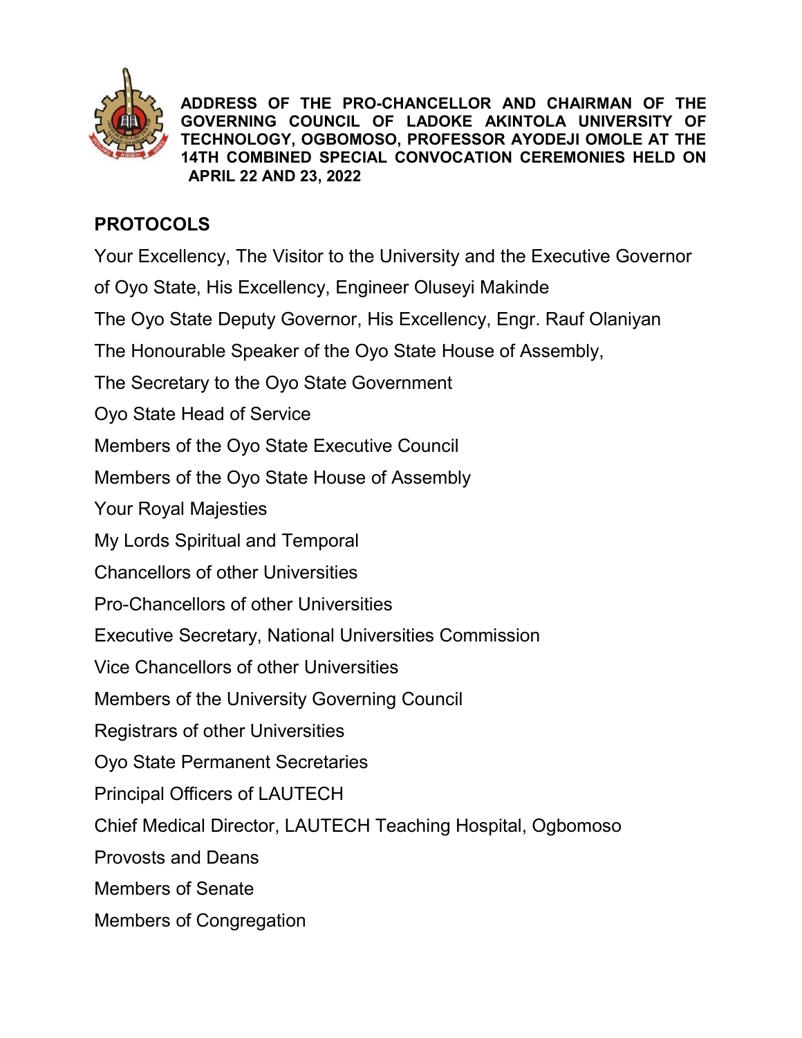**ADDRESS OF THE PRO-CHANCELLOR AND CHAIRMAN OF THE GOVERNING COUNCIL OF LADOKE AKINTOLA UNIVERSITY OF TECHNOLOGY, OGBOMOSO, PROFESSOR AYODEJI OMOLE AT THE 14TH COMBINED SPECIAL CONVOCATION CEREMONIES HELD ON APRIL 22 AND 23, 2022**

## PROTOCOLS

Your Excellency, The Visitor to the University and the Executive Governor of Oyo State, His Excellency, Engineer Oluseyi Makinde

The Oyo State Deputy Governor, His Excellency, Engr. Rauf Olaniyan

The Honourable Speaker of the Oyo State House of Assembly,

The Secretary to the Oyo State Government

Oyo State Head of Service

Members of the Oyo State Executive Council

Members of the Oyo State House of Assembly

Your Royal Majesties

My Lords Spiritual and Temporal

Chancellors of other Universities

Pro-Chancellors of other Universities

Executive Secretary, National Universities Commission

Vice Chancellors of other Universities

Members of the University Governing Council

Registrars of other Universities

Oyo State Permanent Secretaries

Principal Officers of LAUTECH

Chief Medical Director, LAUTECH Teaching Hospital, Ogbomoso

Provosts and Deans

Members of Senate

Members of Congregation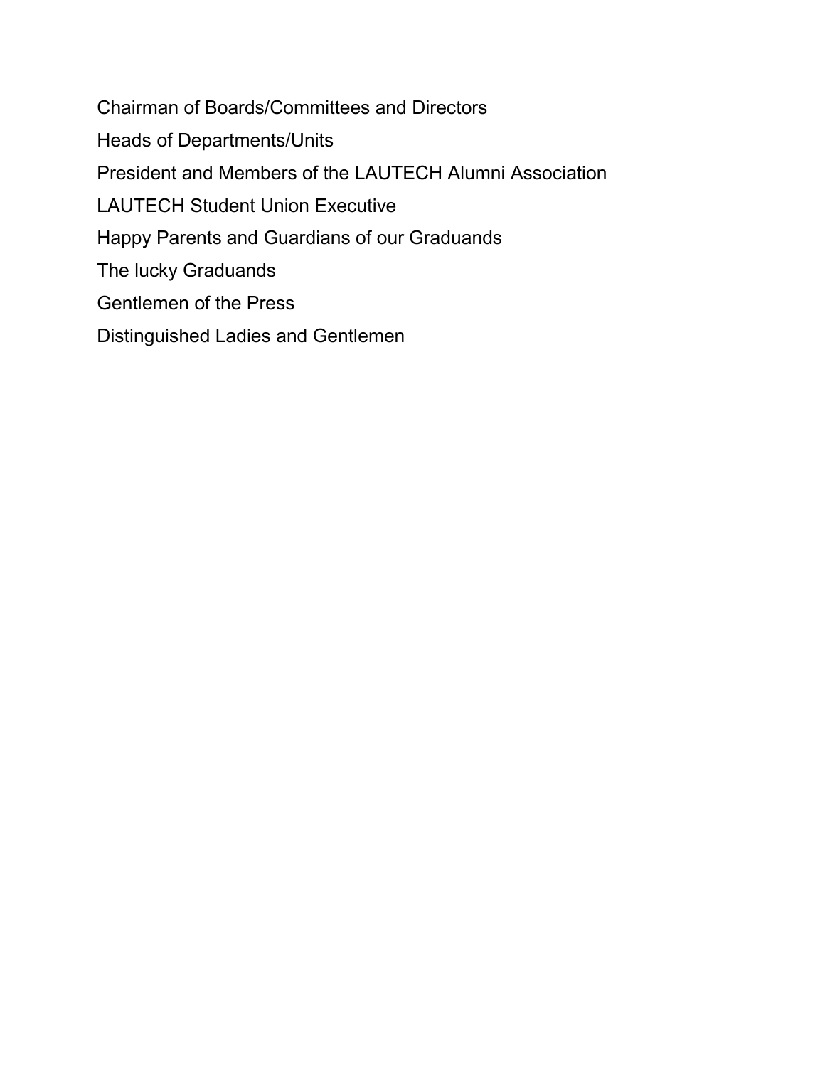Chairman of Boards/Committees and Directors

Heads of Departments/Units

President and Members of the LAUTECH Alumni Association

LAUTECH Student Union Executive

Happy Parents and Guardians of our Graduands

The lucky Graduands

Gentlemen of the Press

Distinguished Ladies and Gentlemen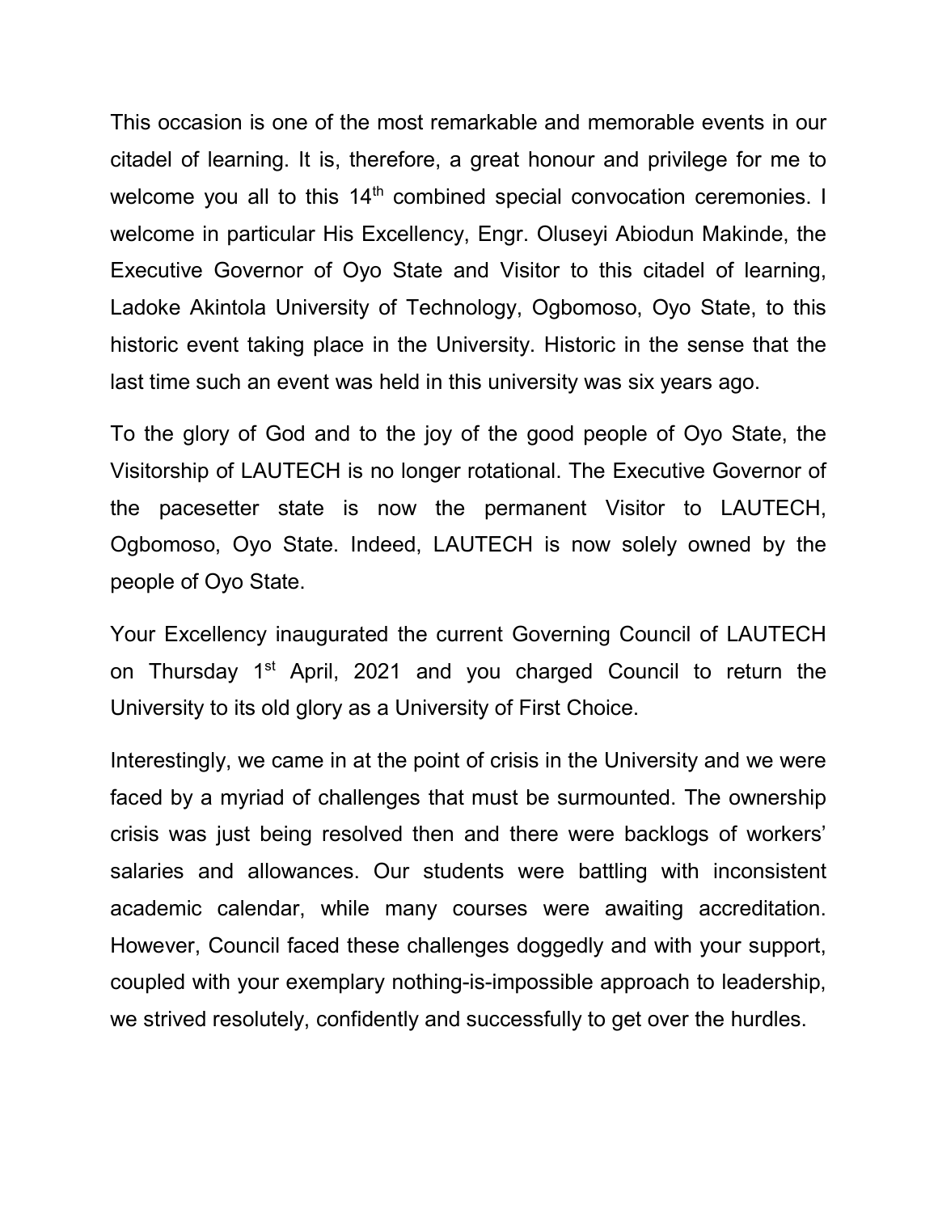This occasion is one of the most remarkable and memorable events in our citadel of learning. It is, therefore, a great honour and privilege for me to welcome you all to this 14th combined special convocation ceremonies. I welcome in particular His Excellency, Engr. Oluseyi Abiodun Makinde, the Executive Governor of Oyo State and Visitor to this citadel of learning, Ladoke Akintola University of Technology, Ogbomoso, Oyo State, to this historic event taking place in the University. Historic in the sense that the last time such an event was held in this university was six years ago.

To the glory of God and to the joy of the good people of Oyo State, the Visitorship of LAUTECH is no longer rotational. The Executive Governor of the pacesetter state is now the permanent Visitor to LAUTECH, Ogbomoso, Oyo State. Indeed, LAUTECH is now solely owned by the people of Oyo State.

Your Excellency inaugurated the current Governing Council of LAUTECH on Thursday 1st April, 2021 and you charged Council to return the University to its old glory as a University of First Choice.

Interestingly, we came in at the point of crisis in the University and we were faced by a myriad of challenges that must be surmounted. The ownership crisis was just being resolved then and there were backlogs of workers' salaries and allowances. Our students were battling with inconsistent academic calendar, while many courses were awaiting accreditation. However, Council faced these challenges doggedly and with your support, coupled with your exemplary nothing-is-impossible approach to leadership, we strived resolutely, confidently and successfully to get over the hurdles.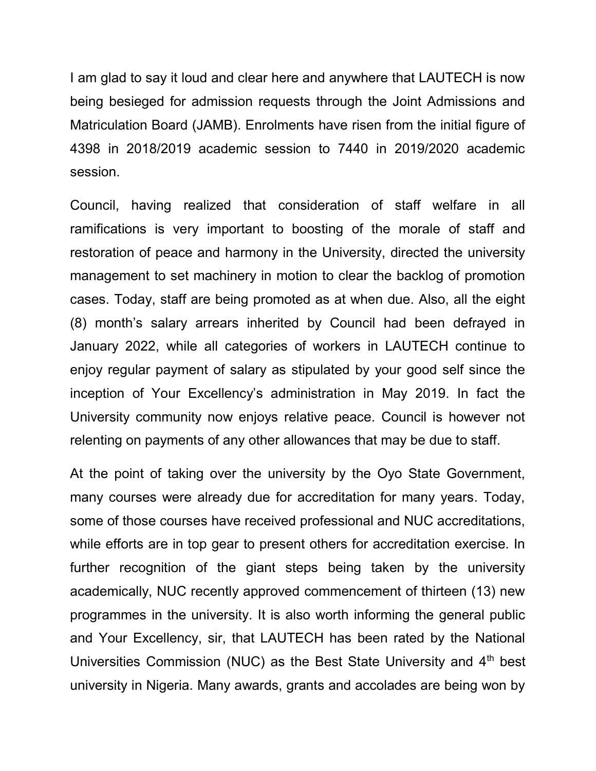I am glad to say it loud and clear here and anywhere that LAUTECH is now being besieged for admission requests through the Joint Admissions and Matriculation Board (JAMB). Enrolments have risen from the initial figure of 4398 in 2018/2019 academic session to 7440 in 2019/2020 academic session.

Council, having realized that consideration of staff welfare in all ramifications is very important to boosting of the morale of staff and restoration of peace and harmony in the University, directed the university management to set machinery in motion to clear the backlog of promotion cases. Today, staff are being promoted as at when due. Also, all the eight (8) month's salary arrears inherited by Council had been defrayed in January 2022, while all categories of workers in LAUTECH continue to enjoy regular payment of salary as stipulated by your good self since the inception of Your Excellency's administration in May 2019. In fact the University community now enjoys relative peace. Council is however not relenting on payments of any other allowances that may be due to staff.

At the point of taking over the university by the Oyo State Government, many courses were already due for accreditation for many years. Today, some of those courses have received professional and NUC accreditations, while efforts are in top gear to present others for accreditation exercise. In further recognition of the giant steps being taken by the university academically, NUC recently approved commencement of thirteen (13) new programmes in the university. It is also worth informing the general public and Your Excellency, sir, that LAUTECH has been rated by the National Universities Commission (NUC) as the Best State University and 4th best university in Nigeria. Many awards, grants and accolades are being won by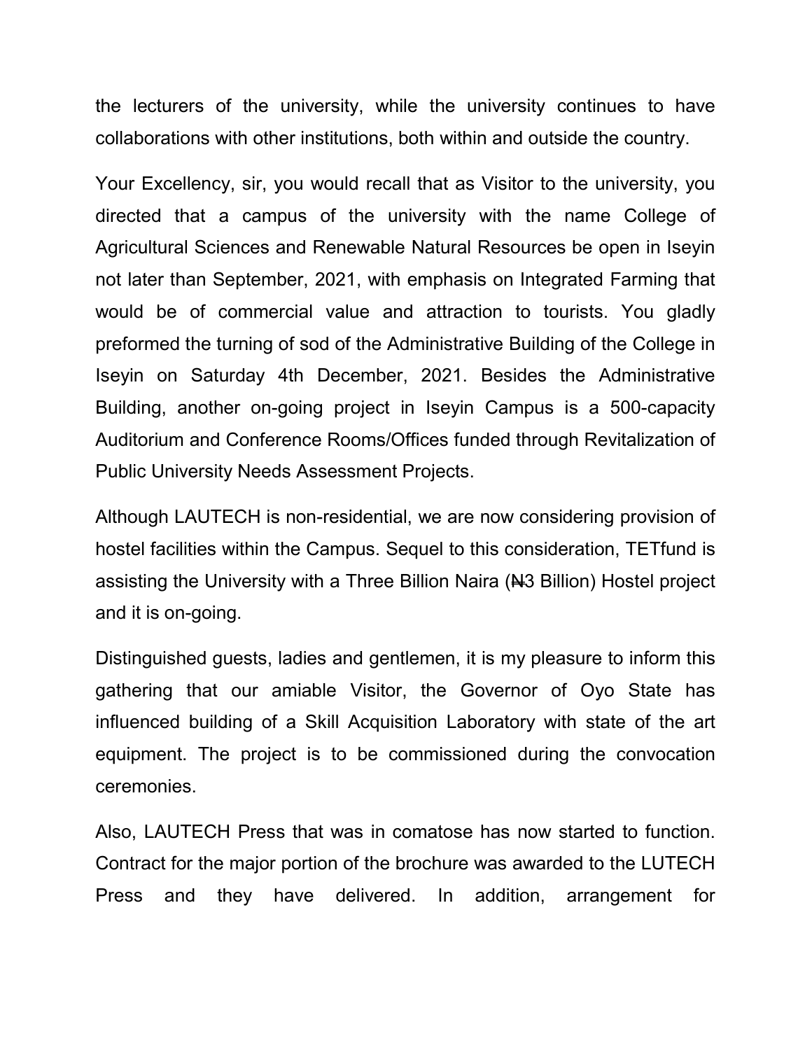the lecturers of the university, while the university continues to have collaborations with other institutions, both within and outside the country.

Your Excellency, sir, you would recall that as Visitor to the university, you directed that a campus of the university with the name College of Agricultural Sciences and Renewable Natural Resources be open in Iseyin not later than September, 2021, with emphasis on Integrated Farming that would be of commercial value and attraction to tourists. You gladly preformed the turning of sod of the Administrative Building of the College in Iseyin on Saturday 4th December, 2021. Besides the Administrative Building, another on-going project in Iseyin Campus is a 500-capacity Auditorium and Conference Rooms/Offices funded through Revitalization of Public University Needs Assessment Projects.

Although LAUTECH is non-residential, we are now considering provision of hostel facilities within the Campus. Sequel to this consideration, TETfund is assisting the University with a Three Billion Naira (₦3 Billion) Hostel project and it is on-going.

Distinguished guests, ladies and gentlemen, it is my pleasure to inform this gathering that our amiable Visitor, the Governor of Oyo State has influenced building of a Skill Acquisition Laboratory with state of the art equipment. The project is to be commissioned during the convocation ceremonies.

Also, LAUTECH Press that was in comatose has now started to function. Contract for the major portion of the brochure was awarded to the LUTECH Press and they have delivered. In addition, arrangement for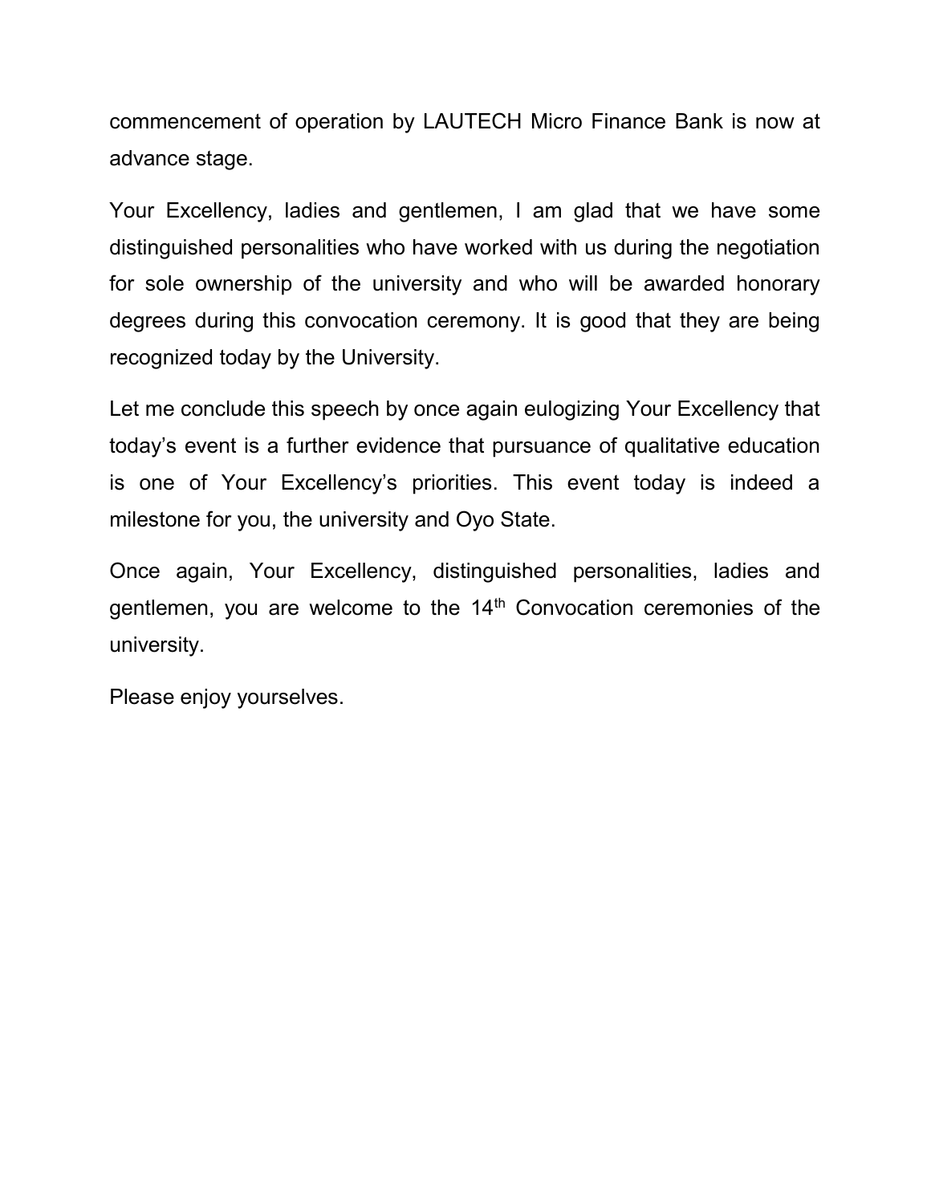commencement of operation by LAUTECH Micro Finance Bank is now at advance stage.

Your Excellency, ladies and gentlemen, I am glad that we have some distinguished personalities who have worked with us during the negotiation for sole ownership of the university and who will be awarded honorary degrees during this convocation ceremony. It is good that they are being recognized today by the University.

Let me conclude this speech by once again eulogizing Your Excellency that today's event is a further evidence that pursuance of qualitative education is one of Your Excellency's priorities. This event today is indeed a milestone for you, the university and Oyo State.

Once again, Your Excellency, distinguished personalities, ladies and gentlemen, you are welcome to the 14th Convocation ceremonies of the university.

Please enjoy yourselves.